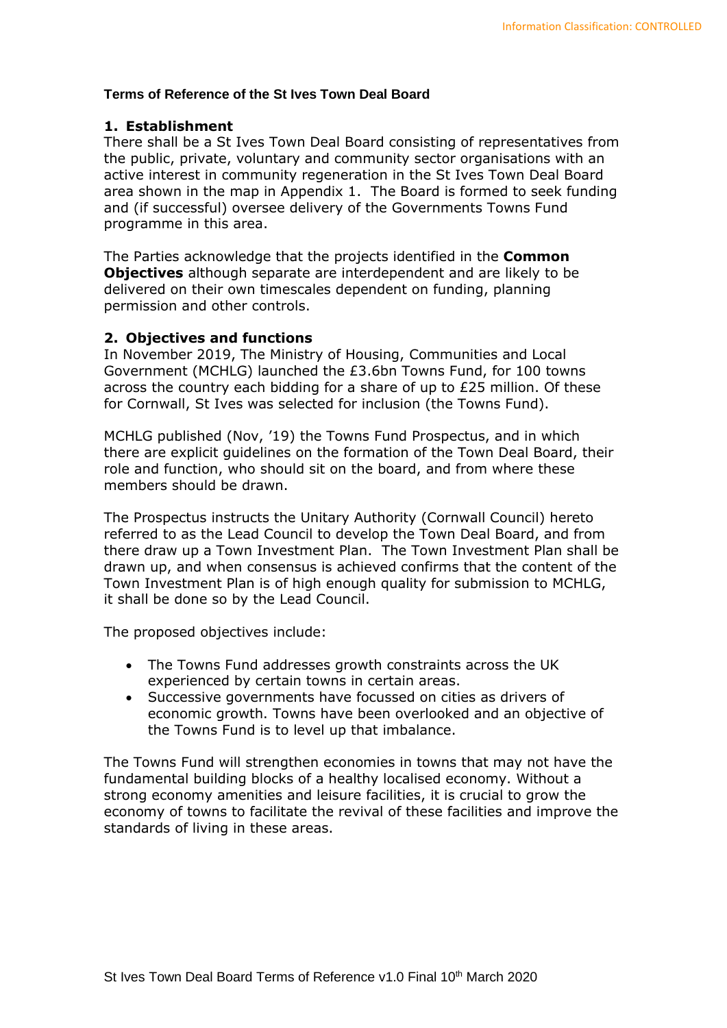**Terms of Reference of the St Ives Town Deal Board**

## 1. Establishment

There shall be a St Ives Town Deal Board consisting of representatives from the public, private, voluntary and community sector organisations with an active interest in community regeneration in the St Ives Town Deal Board area shown in the map in Appendix 1. The Board is formed to seek funding and (if successful) oversee delivery of the Governments Towns Fund programme in this area.

The Parties acknowledge that the projects identified in the **Common Objectives** although separate are interdependent and are likely to be delivered on their own timescales dependent on funding, planning permission and other controls.

## 2. Objectives and functions

In November 2019, The Ministry of Housing, Communities and Local Government (MCHLG) launched the £3.6bn Towns Fund, for 100 towns across the country each bidding for a share of up to £25 million. Of these for Cornwall, St Ives was selected for inclusion (the Towns Fund).

MCHLG published (Nov, '19) the Towns Fund Prospectus, and in which there are explicit guidelines on the formation of the Town Deal Board, their role and function, who should sit on the board, and from where these members should be drawn.

The Prospectus instructs the Unitary Authority (Cornwall Council) hereto referred to as the Lead Council to develop the Town Deal Board, and from there draw up a Town Investment Plan. The Town Investment Plan shall be drawn up, and when consensus is achieved confirms that the content of the Town Investment Plan is of high enough quality for submission to MCHLG, it shall be done so by the Lead Council.

The proposed objectives include:

- The Towns Fund addresses growth constraints across the UK experienced by certain towns in certain areas.
- Successive governments have focussed on cities as drivers of economic growth. Towns have been overlooked and an objective of the Towns Fund is to level up that imbalance.

The Towns Fund will strengthen economies in towns that may not have the fundamental building blocks of a healthy localised economy. Without a strong economy amenities and leisure facilities, it is crucial to grow the economy of towns to facilitate the revival of these facilities and improve the standards of living in these areas.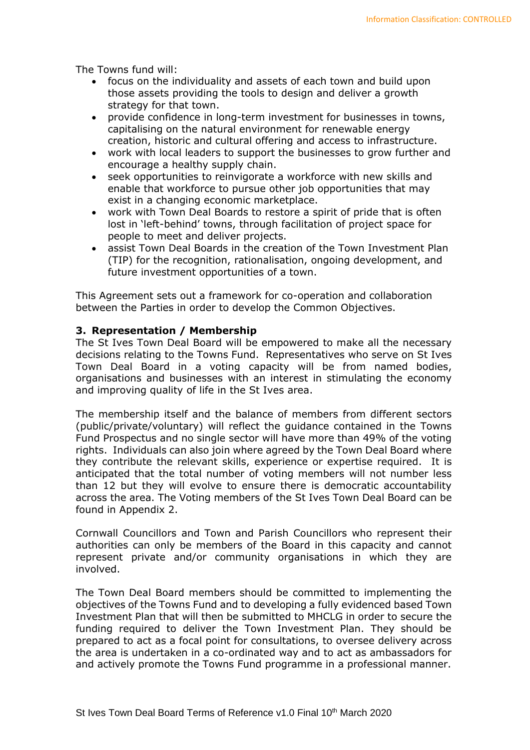The Towns fund will:

- focus on the individuality and assets of each town and build upon those assets providing the tools to design and deliver a growth strategy for that town.
- provide confidence in long-term investment for businesses in towns, capitalising on the natural environment for renewable energy creation, historic and cultural offering and access to infrastructure.
- work with local leaders to support the businesses to grow further and encourage a healthy supply chain.
- seek opportunities to reinvigorate a workforce with new skills and enable that workforce to pursue other job opportunities that may exist in a changing economic marketplace.
- work with Town Deal Boards to restore a spirit of pride that is often lost in 'left-behind' towns, through facilitation of project space for people to meet and deliver projects.
- assist Town Deal Boards in the creation of the Town Investment Plan (TIP) for the recognition, rationalisation, ongoing development, and future investment opportunities of a town.

This Agreement sets out a framework for co-operation and collaboration between the Parties in order to develop the Common Objectives.

### 3. Representation / Membership

The St Ives Town Deal Board will be empowered to make all the necessary decisions relating to the Towns Fund. Representatives who serve on St Ives Town Deal Board in a voting capacity will be from named bodies, organisations and businesses with an interest in stimulating the economy and improving quality of life in the St Ives area.

The membership itself and the balance of members from different sectors (public/private/voluntary) will reflect the guidance contained in the Towns Fund Prospectus and no single sector will have more than 49% of the voting rights. Individuals can also join where agreed by the Town Deal Board where they contribute the relevant skills, experience or expertise required. It is anticipated that the total number of voting members will not number less than 12 but they will evolve to ensure there is democratic accountability across the area. The Voting members of the St Ives Town Deal Board can be found in Appendix 2.

Cornwall Councillors and Town and Parish Councillors who represent their authorities can only be members of the Board in this capacity and cannot represent private and/or community organisations in which they are involved.

The Town Deal Board members should be committed to implementing the objectives of the Towns Fund and to developing a fully evidenced based Town Investment Plan that will then be submitted to MHCLG in order to secure the funding required to deliver the Town Investment Plan. They should be prepared to act as a focal point for consultations, to oversee delivery across the area is undertaken in a co-ordinated way and to act as ambassadors for and actively promote the Towns Fund programme in a professional manner.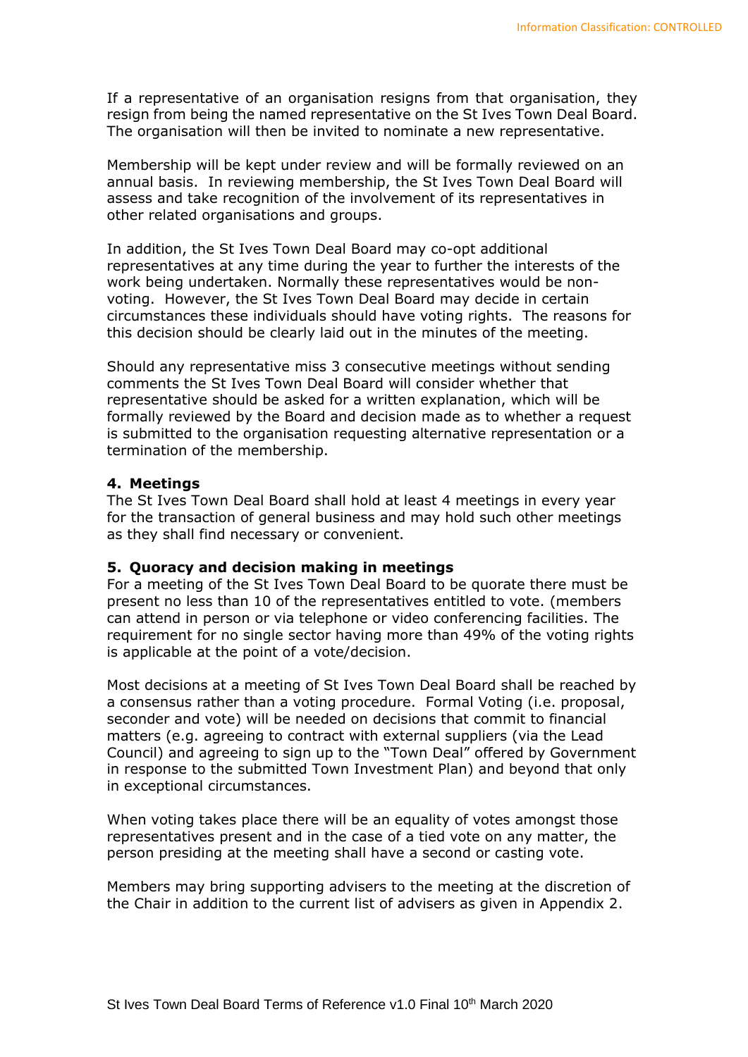If a representative of an organisation resigns from that organisation, they resign from being the named representative on the St Ives Town Deal Board. The organisation will then be invited to nominate a new representative.

Membership will be kept under review and will be formally reviewed on an annual basis. In reviewing membership, the St Ives Town Deal Board will assess and take recognition of the involvement of its representatives in other related organisations and groups.

In addition, the St Ives Town Deal Board may co-opt additional representatives at any time during the year to further the interests of the work being undertaken. Normally these representatives would be non-voting. However, the St Ives Town Deal Board may decide in certain circumstances these individuals should have voting rights. The reasons for this decision should be clearly laid out in the minutes of the meeting.

Should any representative miss 3 consecutive meetings without sending comments the St Ives Town Deal Board will consider whether that representative should be asked for a written explanation, which will be formally reviewed by the Board and decision made as to whether a request is submitted to the organisation requesting alternative representation or a termination of the membership.

## 4. Meetings

The St Ives Town Deal Board shall hold at least 4 meetings in every year for the transaction of general business and may hold such other meetings as they shall find necessary or convenient.

## 5. Quoracy and decision making in meetings

For a meeting of the St Ives Town Deal Board to be quorate there must be present no less than 10 of the representatives entitled to vote. (members can attend in person or via telephone or video conferencing facilities. The requirement for no single sector having more than 49% of the voting rights is applicable at the point of a vote/decision.

Most decisions at a meeting of St Ives Town Deal Board shall be reached by a consensus rather than a voting procedure. Formal Voting (i.e. proposal, seconder and vote) will be needed on decisions that commit to financial matters (e.g. agreeing to contract with external suppliers (via the Lead Council) and agreeing to sign up to the "Town Deal" offered by Government in response to the submitted Town Investment Plan) and beyond that only in exceptional circumstances.

When voting takes place there will be an equality of votes amongst those representatives present and in the case of a tied vote on any matter, the person presiding at the meeting shall have a second or casting vote.

Members may bring supporting advisers to the meeting at the discretion of the Chair in addition to the current list of advisers as given in Appendix 2.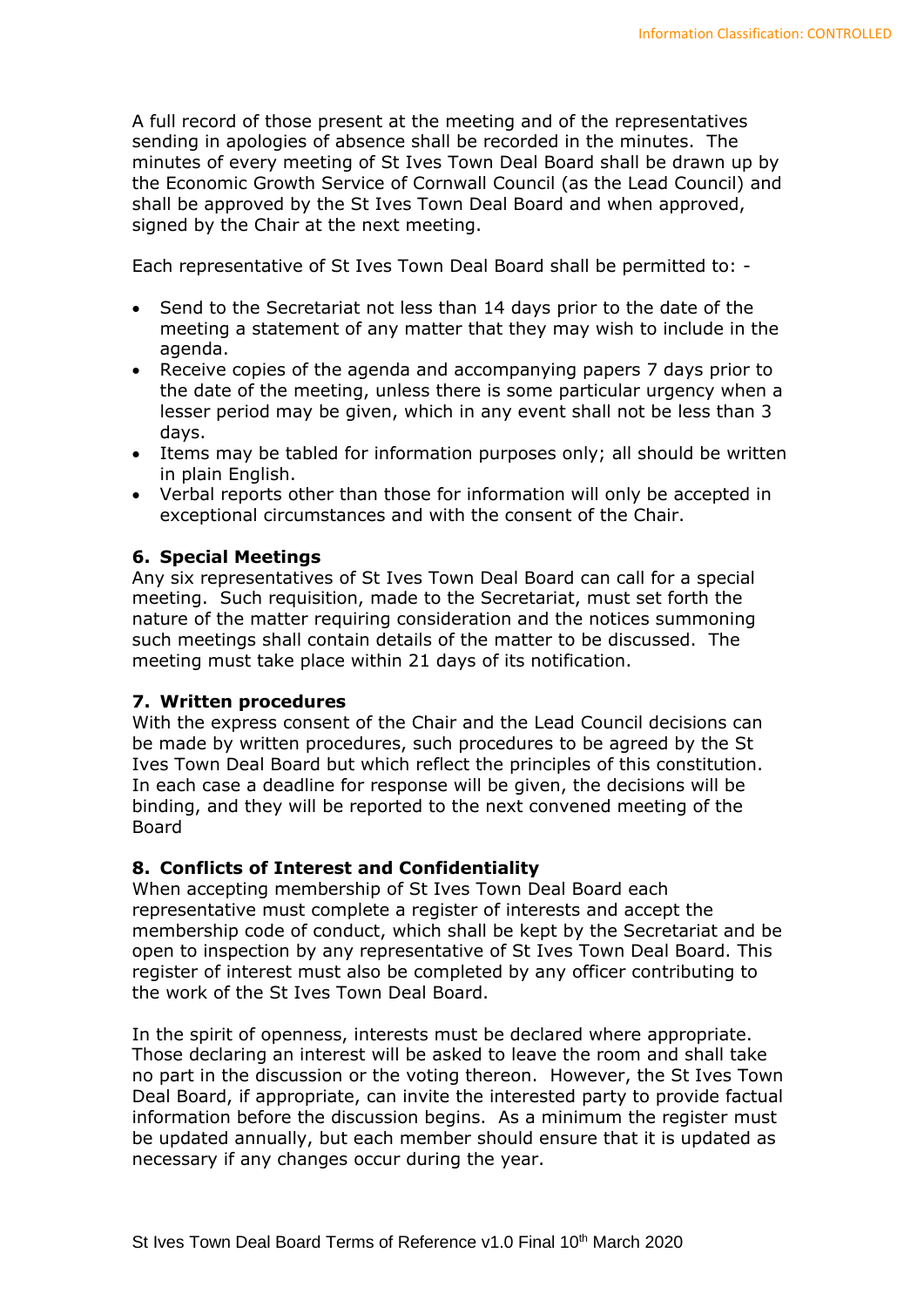A full record of those present at the meeting and of the representatives sending in apologies of absence shall be recorded in the minutes. The minutes of every meeting of St Ives Town Deal Board shall be drawn up by the Economic Growth Service of Cornwall Council (as the Lead Council) and shall be approved by the St Ives Town Deal Board and when approved, signed by the Chair at the next meeting.

Each representative of St Ives Town Deal Board shall be permitted to: -

- Send to the Secretariat not less than 14 days prior to the date of the meeting a statement of any matter that they may wish to include in the agenda.
- Receive copies of the agenda and accompanying papers 7 days prior to the date of the meeting, unless there is some particular urgency when a lesser period may be given, which in any event shall not be less than 3 days.
- Items may be tabled for information purposes only; all should be written in plain English.
- Verbal reports other than those for information will only be accepted in exceptional circumstances and with the consent of the Chair.

### 6. Special Meetings

Any six representatives of St Ives Town Deal Board can call for a special meeting. Such requisition, made to the Secretariat, must set forth the nature of the matter requiring consideration and the notices summoning such meetings shall contain details of the matter to be discussed. The meeting must take place within 21 days of its notification.

### 7. Written procedures

With the express consent of the Chair and the Lead Council decisions can be made by written procedures, such procedures to be agreed by the St Ives Town Deal Board but which reflect the principles of this constitution. In each case a deadline for response will be given, the decisions will be binding, and they will be reported to the next convened meeting of the Board

### 8. Conflicts of Interest and Confidentiality

When accepting membership of St Ives Town Deal Board each representative must complete a register of interests and accept the membership code of conduct, which shall be kept by the Secretariat and be open to inspection by any representative of St Ives Town Deal Board. This register of interest must also be completed by any officer contributing to the work of the St Ives Town Deal Board.

In the spirit of openness, interests must be declared where appropriate. Those declaring an interest will be asked to leave the room and shall take no part in the discussion or the voting thereon. However, the St Ives Town Deal Board, if appropriate, can invite the interested party to provide factual information before the discussion begins. As a minimum the register must be updated annually, but each member should ensure that it is updated as necessary if any changes occur during the year.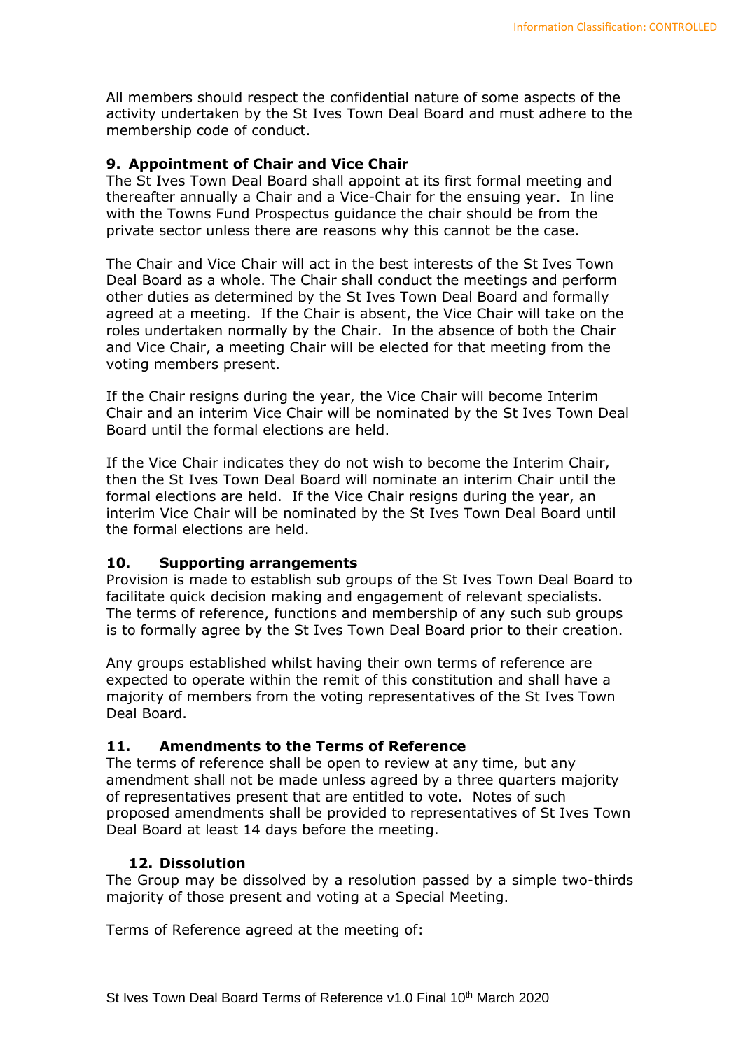All members should respect the confidential nature of some aspects of the activity undertaken by the St Ives Town Deal Board and must adhere to the membership code of conduct.

## 9. Appointment of Chair and Vice Chair

The St Ives Town Deal Board shall appoint at its first formal meeting and thereafter annually a Chair and a Vice-Chair for the ensuing year. In line with the Towns Fund Prospectus guidance the chair should be from the private sector unless there are reasons why this cannot be the case.

The Chair and Vice Chair will act in the best interests of the St Ives Town Deal Board as a whole. The Chair shall conduct the meetings and perform other duties as determined by the St Ives Town Deal Board and formally agreed at a meeting. If the Chair is absent, the Vice Chair will take on the roles undertaken normally by the Chair. In the absence of both the Chair and Vice Chair, a meeting Chair will be elected for that meeting from the voting members present.

If the Chair resigns during the year, the Vice Chair will become Interim Chair and an interim Vice Chair will be nominated by the St Ives Town Deal Board until the formal elections are held.

If the Vice Chair indicates they do not wish to become the Interim Chair, then the St Ives Town Deal Board will nominate an interim Chair until the formal elections are held. If the Vice Chair resigns during the year, an interim Vice Chair will be nominated by the St Ives Town Deal Board until the formal elections are held.

## 10. Supporting arrangements

Provision is made to establish sub groups of the St Ives Town Deal Board to facilitate quick decision making and engagement of relevant specialists. The terms of reference, functions and membership of any such sub groups is to formally agree by the St Ives Town Deal Board prior to their creation.

Any groups established whilst having their own terms of reference are expected to operate within the remit of this constitution and shall have a majority of members from the voting representatives of the St Ives Town Deal Board.

## 11. Amendments to the Terms of Reference

The terms of reference shall be open to review at any time, but any amendment shall not be made unless agreed by a three quarters majority of representatives present that are entitled to vote. Notes of such proposed amendments shall be provided to representatives of St Ives Town Deal Board at least 14 days before the meeting.

## 12. Dissolution

The Group may be dissolved by a resolution passed by a simple two-thirds majority of those present and voting at a Special Meeting.

Terms of Reference agreed at the meeting of: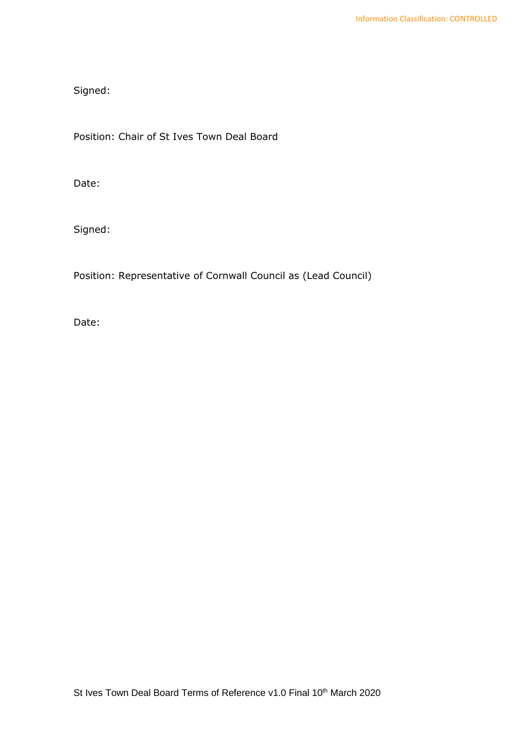Signed:

Position: Chair of St Ives Town Deal Board

Date:

Signed:

Position: Representative of Cornwall Council as (Lead Council)

Date: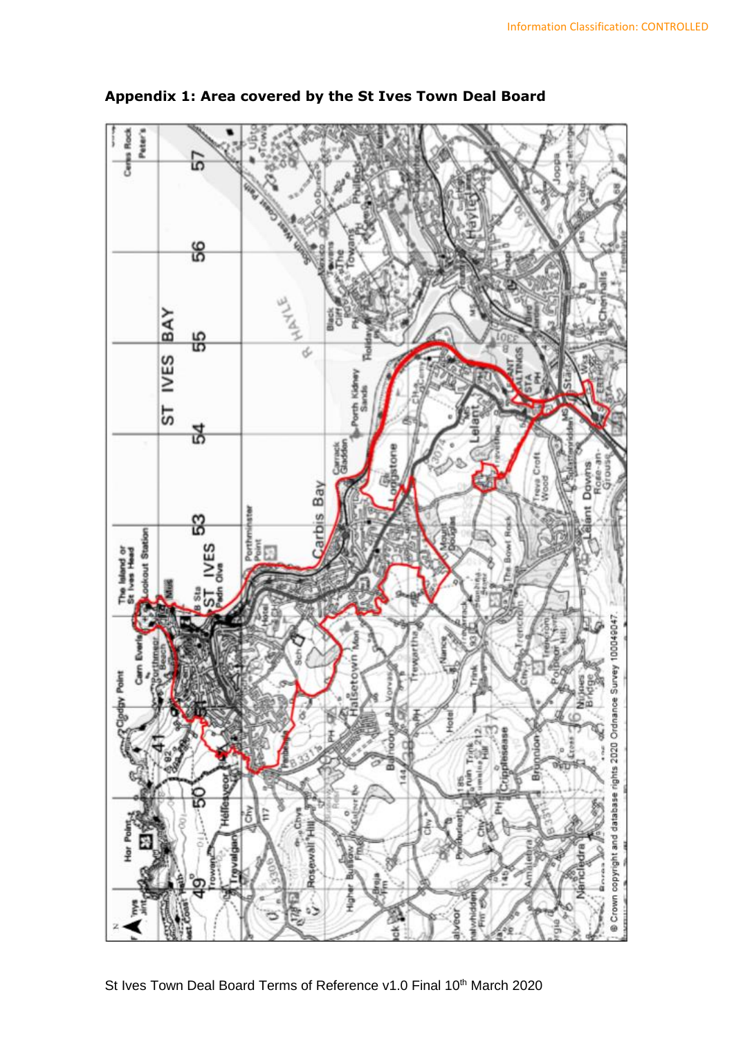Information Classification: CONTROLLED

**Appendix 1: Area covered by the St Ives Town Deal Board**

© Crown copyright and database rights 2020 Ordnance Survey 100049047.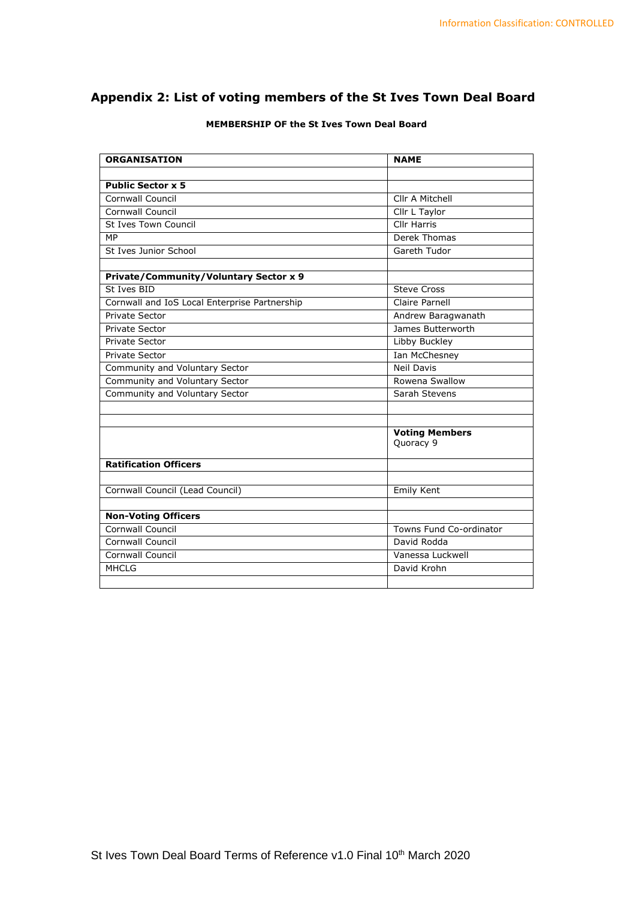## Appendix 2: List of voting members of the St Ives Town Deal Board

**MEMBERSHIP OF the St Ives Town Deal Board**

| ORGANISATION | NAME |
|---|---|
| | |
| **Public Sector x 5** | |
| Cornwall Council | Cllr A Mitchell |
| Cornwall Council | Cllr L Taylor |
| St Ives Town Council | Cllr Harris |
| MP | Derek Thomas |
| St Ives Junior School | Gareth Tudor |
| | |
| **Private/Community/Voluntary Sector x 9** | |
| St Ives BID | Steve Cross |
| Cornwall and IoS Local Enterprise Partnership | Claire Parnell |
| Private Sector | Andrew Baragwanath |
| Private Sector | James Butterworth |
| Private Sector | Libby Buckley |
| Private Sector | Ian McChesney |
| Community and Voluntary Sector | Neil Davis |
| Community and Voluntary Sector | Rowena Swallow |
| Community and Voluntary Sector | Sarah Stevens |
| | |
| | |
| | **Voting Members** Quoracy 9 |
| **Ratification Officers** | |
| | |
| Cornwall Council (Lead Council) | Emily Kent |
| | |
| **Non-Voting Officers** | |
| Cornwall Council | Towns Fund Co-ordinator |
| Cornwall Council | David Rodda |
| Cornwall Council | Vanessa Luckwell |
| MHCLG | David Krohn |
| | |